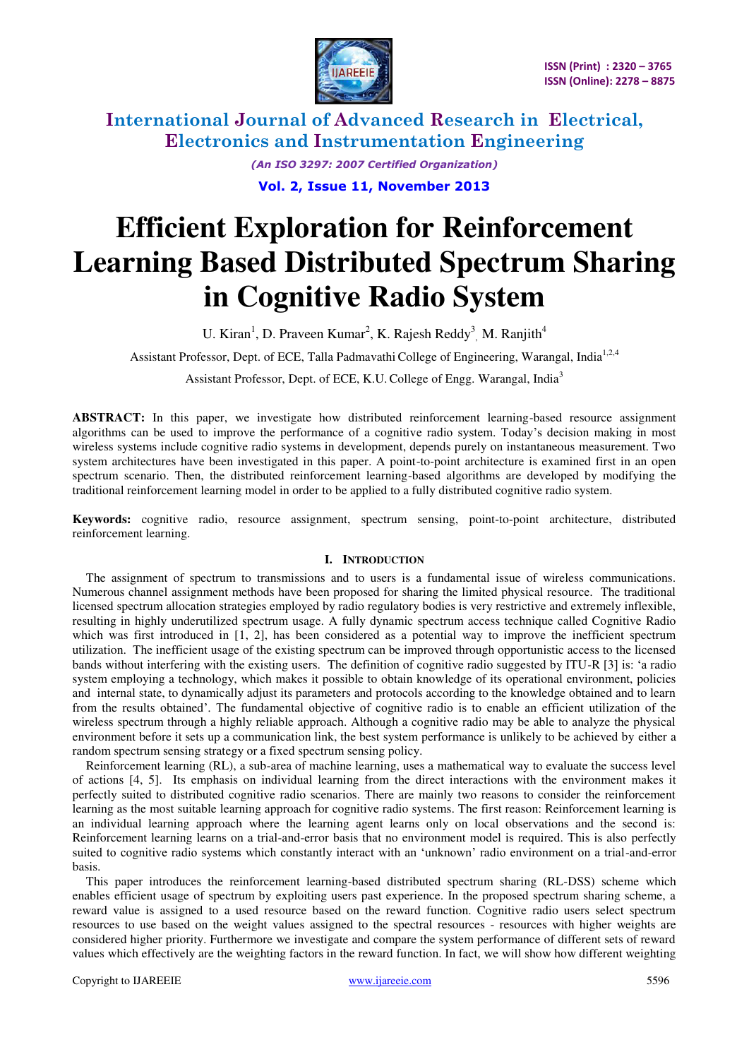# Efficient Exploration for Reinforcement Learning Based Distributed Spectrum Sharing in Cognitive Radio System

U. Kiran[1], D. Praveen Kumar[2], K. Rajesh Reddy[3], M. Ranjith[4]

Assistant Professor, Dept. of ECE, Talla Padmavathi College of Engineering, Warangal, India[1,2,4]

Assistant Professor, Dept. of ECE, K.U. College of Engg. Warangal, India[3]

**ABSTRACT:** In this paper, we investigate how distributed reinforcement learning-based resource assignment algorithms can be used to improve the performance of a cognitive radio system. Today's decision making in most wireless systems include cognitive radio systems in development, depends purely on instantaneous measurement. Two system architectures have been investigated in this paper. A point-to-point architecture is examined first in an open spectrum scenario. Then, the distributed reinforcement learning-based algorithms are developed by modifying the traditional reinforcement learning model in order to be applied to a fully distributed cognitive radio system.

**Keywords:** cognitive radio, resource assignment, spectrum sensing, point-to-point architecture, distributed reinforcement learning.

## I. Introduction

The assignment of spectrum to transmissions and to users is a fundamental issue of wireless communications. Numerous channel assignment methods have been proposed for sharing the limited physical resource. The traditional licensed spectrum allocation strategies employed by radio regulatory bodies is very restrictive and extremely inflexible, resulting in highly underutilized spectrum usage. A fully dynamic spectrum access technique called Cognitive Radio which was first introduced in [1, 2], has been considered as a potential way to improve the inefficient spectrum utilization. The inefficient usage of the existing spectrum can be improved through opportunistic access to the licensed bands without interfering with the existing users. The definition of cognitive radio suggested by ITU-R [3] is: 'a radio system employing a technology, which makes it possible to obtain knowledge of its operational environment, policies and internal state, to dynamically adjust its parameters and protocols according to the knowledge obtained and to learn from the results obtained'. The fundamental objective of cognitive radio is to enable an efficient utilization of the wireless spectrum through a highly reliable approach. Although a cognitive radio may be able to analyze the physical environment before it sets up a communication link, the best system performance is unlikely to be achieved by either a random spectrum sensing strategy or a fixed spectrum sensing policy.

Reinforcement learning (RL), a sub-area of machine learning, uses a mathematical way to evaluate the success level of actions [4, 5]. Its emphasis on individual learning from the direct interactions with the environment makes it perfectly suited to distributed cognitive radio scenarios. There are mainly two reasons to consider the reinforcement learning as the most suitable learning approach for cognitive radio systems. The first reason: Reinforcement learning is an individual learning approach where the learning agent learns only on local observations and the second is: Reinforcement learning learns on a trial-and-error basis that no environment model is required. This is also perfectly suited to cognitive radio systems which constantly interact with an 'unknown' radio environment on a trial-and-error basis.

This paper introduces the reinforcement learning-based distributed spectrum sharing (RL-DSS) scheme which enables efficient usage of spectrum by exploiting users past experience. In the proposed spectrum sharing scheme, a reward value is assigned to a used resource based on the reward function. Cognitive radio users select spectrum resources to use based on the weight values assigned to the spectral resources - resources with higher weights are considered higher priority. Furthermore we investigate and compare the system performance of different sets of reward values which effectively are the weighting factors in the reward function. In fact, we will show how different weighting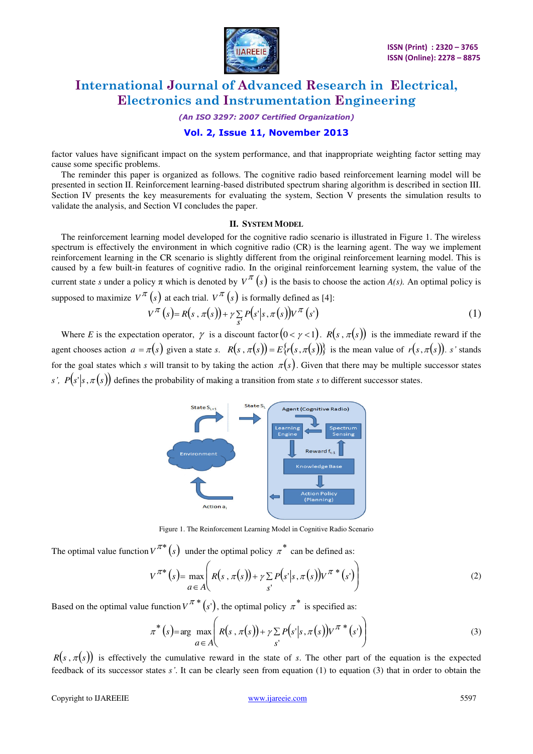factor values have significant impact on the system performance, and that inappropriate weighting factor setting may cause some specific problems.

The reminder this paper is organized as follows. The cognitive radio based reinforcement learning model will be presented in section II. Reinforcement learning-based distributed spectrum sharing algorithm is described in section III. Section IV presents the key measurements for evaluating the system, Section V presents the simulation results to validate the analysis, and Section VI concludes the paper.

## II. System Model

The reinforcement learning model developed for the cognitive radio scenario is illustrated in Figure 1. The wireless spectrum is effectively the environment in which cognitive radio (CR) is the learning agent. The way we implement reinforcement learning in the CR scenario is slightly different from the original reinforcement learning model. This is caused by a few built-in features of cognitive radio. In the original reinforcement learning system, the value of the current state *s* under a policy $\pi$ which is denoted by $V^{\pi}(s)$ is the basis to choose the action *A(s)*. An optimal policy is supposed to maximize $V^{\pi}(s)$ at each trial. $V^{\pi}(s)$ is formally defined as [4]:

$$V^{\pi}(s) = R(s, \pi(s)) + \gamma \sum_{s'} P(s'|s, \pi(s)) V^{\pi}(s') \tag{1}$$

Where $E$ is the expectation operator, $\gamma$ is a discount factor $(0 < \gamma < 1)$. $R(s, \pi(s))$ is the immediate reward if the agent chooses action $a = \pi(s)$ given a state *s*. $R(s, \pi(s)) = E\{r(s, \pi(s))\}$ is the mean value of $r(s, \pi(s))$. *s'* stands for the goal states which *s* will transit to by taking the action $\pi(s)$. Given that there may be multiple successor states *s'*, $P(s'|s, \pi(s))$ defines the probability of making a transition from state *s* to different successor states.

Figure 1. The Reinforcement Learning Model in Cognitive Radio Scenario

The optimal value function $V^{\pi^*}(s)$ under the optimal policy $\pi^*$ can be defined as:

$$V^{\pi^*}(s) = \max_{a \in A} \left( R(s, \pi(s)) + \gamma \sum_{s'} P(s'|s, \pi(s)) V^{\pi^*}(s') \right) \tag{2}$$

Based on the optimal value function $V^{\pi^*}(s')$, the optimal policy $\pi^*$ is specified as:

$$\pi^*(s) = \arg \max_{a \in A} \left( R(s, \pi(s)) + \gamma \sum_{s'} P(s'|s, \pi(s)) V^{\pi^*}(s') \right) \tag{3}$$

$R(s, \pi(s))$ is effectively the cumulative reward in the state of *s*. The other part of the equation is the expected feedback of its successor states *s'*. It can be clearly seen from equation (1) to equation (3) that in order to obtain the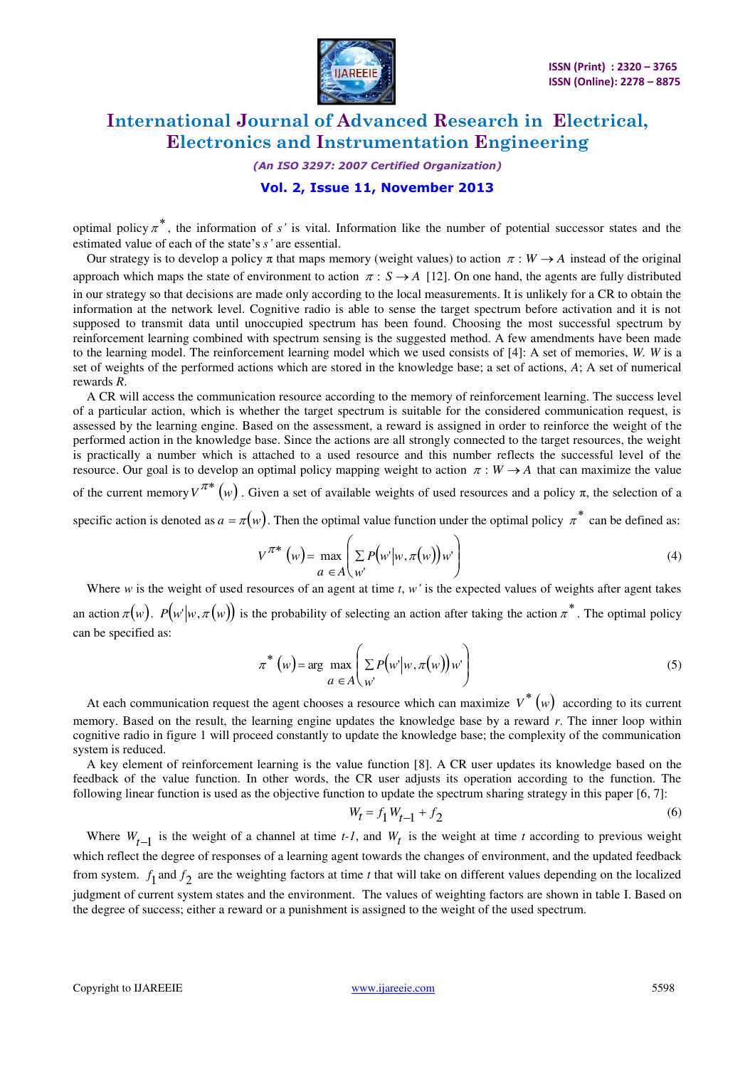optimal policy $\pi^*$, the information of $s'$ is vital. Information like the number of potential successor states and the estimated value of each of the state's $s'$ are essential.

Our strategy is to develop a policy π that maps memory (weight values) to action $\pi : W \rightarrow A$ instead of the original approach which maps the state of environment to action $\pi : S \rightarrow A$ [12]. On one hand, the agents are fully distributed in our strategy so that decisions are made only according to the local measurements. It is unlikely for a CR to obtain the information at the network level. Cognitive radio is able to sense the target spectrum before activation and it is not supposed to transmit data until unoccupied spectrum has been found. Choosing the most successful spectrum by reinforcement learning combined with spectrum sensing is the suggested method. A few amendments have been made to the learning model. The reinforcement learning model which we used consists of [4]: A set of memories, *W*. *W* is a set of weights of the performed actions which are stored in the knowledge base; a set of actions, *A*; A set of numerical rewards *R*.

A CR will access the communication resource according to the memory of reinforcement learning. The success level of a particular action, which is whether the target spectrum is suitable for the considered communication request, is assessed by the learning engine. Based on the assessment, a reward is assigned in order to reinforce the weight of the performed action in the knowledge base. Since the actions are all strongly connected to the target resources, the weight is practically a number which is attached to a used resource and this number reflects the successful level of the resource. Our goal is to develop an optimal policy mapping weight to action $\pi : W \rightarrow A$ that can maximize the value of the current memory $V^{\pi^*}(w)$. Given a set of available weights of used resources and a policy π, the selection of a specific action is denoted as $a = \pi(w)$. Then the optimal value function under the optimal policy $\pi^*$ can be defined as:

$$V^{\pi^*}(w) = \max_{a \in A} \left( \sum_{w'} P(w'|w, \pi(w)) w' \right) \tag{4}$$

Where *w* is the weight of used resources of an agent at time *t*, *w'* is the expected values of weights after agent takes an action $\pi(w)$. $P(w'|w, \pi(w))$ is the probability of selecting an action after taking the action $\pi^*$. The optimal policy can be specified as:

$$\pi^*(w) = \arg \max_{a \in A} \left( \sum_{w'} P(w'|w, \pi(w)) w' \right) \tag{5}$$

At each communication request the agent chooses a resource which can maximize $V^*(w)$ according to its current memory. Based on the result, the learning engine updates the knowledge base by a reward *r*. The inner loop within cognitive radio in figure 1 will proceed constantly to update the knowledge base; the complexity of the communication system is reduced.

A key element of reinforcement learning is the value function [8]. A CR user updates its knowledge based on the feedback of the value function. In other words, the CR user adjusts its operation according to the function. The following linear function is used as the objective function to update the spectrum sharing strategy in this paper [6, 7]:

$$W_t = f_1 W_{t-1} + f_2 \tag{6}$$

Where $W_{t-1}$ is the weight of a channel at time *t-1*, and $W_t$ is the weight at time *t* according to previous weight which reflect the degree of responses of a learning agent towards the changes of environment, and the updated feedback from system. $f_1$ and $f_2$ are the weighting factors at time *t* that will take on different values depending on the localized judgment of current system states and the environment. The values of weighting factors are shown in table I. Based on the degree of success; either a reward or a punishment is assigned to the weight of the used spectrum.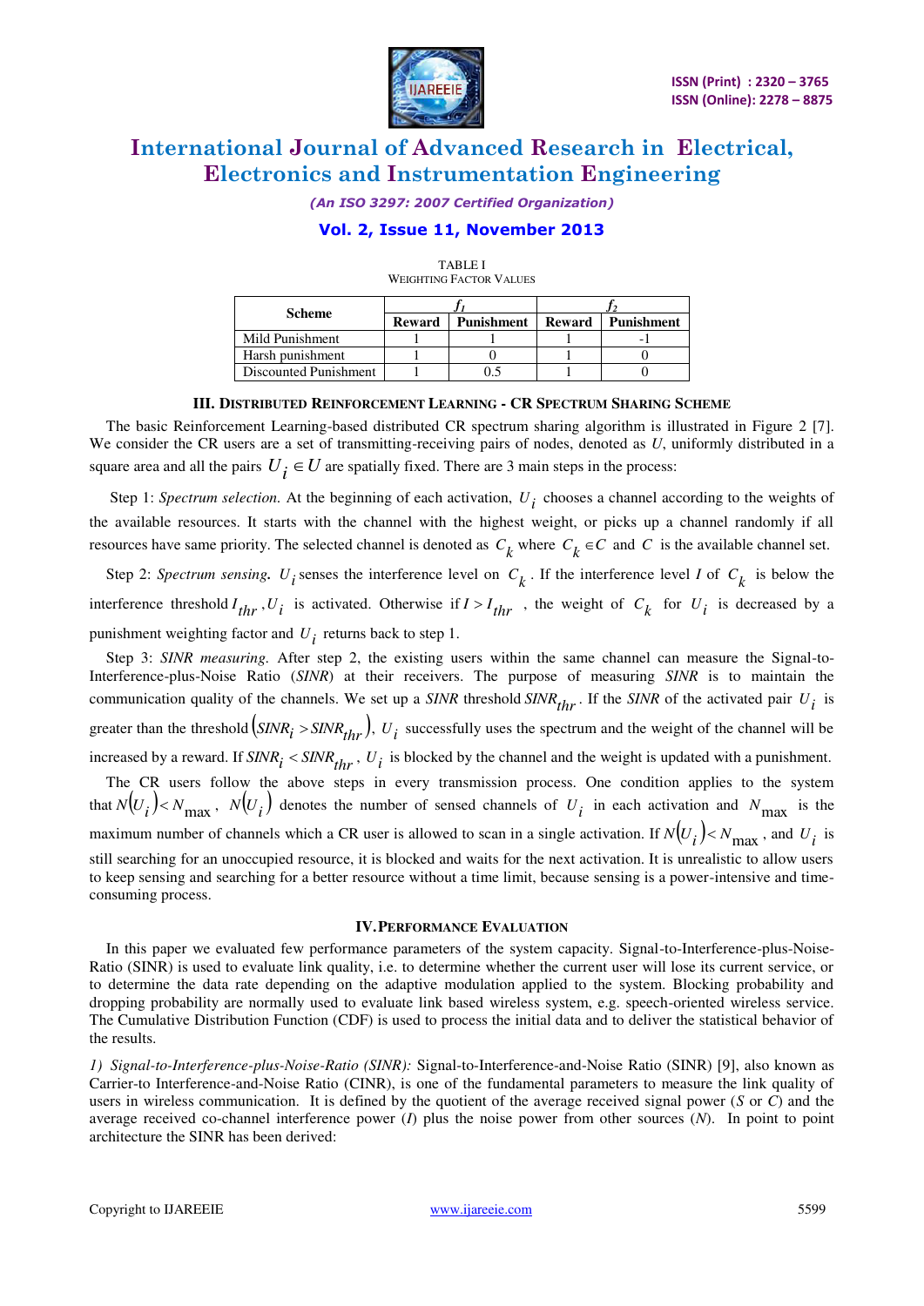TABLE I
WEIGHTING FACTOR VALUES

| Scheme | $f_1$ | | $f_2$ | |
|---|---|---|---|---|
| | Reward | Punishment | Reward | Punishment |
| Mild Punishment | 1 | 1 | 1 | -1 |
| Harsh punishment | 1 | 0 | 1 | 0 |
| Discounted Punishment | 1 | 0.5 | 1 | 0 |

## III. DISTRIBUTED REINFORCEMENT LEARNING - CR SPECTRUM SHARING SCHEME

The basic Reinforcement Learning-based distributed CR spectrum sharing algorithm is illustrated in Figure 2 [7]. We consider the CR users are a set of transmitting-receiving pairs of nodes, denoted as *U*, uniformly distributed in a square area and all the pairs $U_i \in U$ are spatially fixed. There are 3 main steps in the process:

Step 1: *Spectrum selection.* At the beginning of each activation, $U_i$ chooses a channel according to the weights of the available resources. It starts with the channel with the highest weight, or picks up a channel randomly if all resources have same priority. The selected channel is denoted as $C_k$ where $C_k \in C$ and $C$ is the available channel set.

Step 2: *Spectrum sensing.* $U_i$ senses the interference level on $C_k$. If the interference level *I* of $C_k$ is below the interference threshold $I_{thr}$, $U_i$ is activated. Otherwise if $I > I_{thr}$, the weight of $C_k$ for $U_i$ is decreased by a punishment weighting factor and $U_i$ returns back to step 1.

Step 3: *SINR measuring.* After step 2, the existing users within the same channel can measure the Signal-to-Interference-plus-Noise Ratio (*SINR*) at their receivers. The purpose of measuring *SINR* is to maintain the communication quality of the channels. We set up a *SINR* threshold $SINR_{thr}$. If the *SINR* of the activated pair $U_i$ is greater than the threshold $\left(SINR_i > SINR_{thr}\right)$, $U_i$ successfully uses the spectrum and the weight of the channel will be increased by a reward. If $SINR_i < SINR_{thr}$, $U_i$ is blocked by the channel and the weight is updated with a punishment.

The CR users follow the above steps in every transmission process. One condition applies to the system that $N(U_i) < N_{\max}$, $N(U_i)$ denotes the number of sensed channels of $U_i$ in each activation and $N_{\max}$ is the maximum number of channels which a CR user is allowed to scan in a single activation. If $N(U_i) < N_{\max}$, and $U_i$ is still searching for an unoccupied resource, it is blocked and waits for the next activation. It is unrealistic to allow users to keep sensing and searching for a better resource without a time limit, because sensing is a power-intensive and time-consuming process.

## IV. PERFORMANCE EVALUATION

In this paper we evaluated few performance parameters of the system capacity. Signal-to-Interference-plus-Noise-Ratio (SINR) is used to evaluate link quality, i.e. to determine whether the current user will lose its current service, or to determine the data rate depending on the adaptive modulation applied to the system. Blocking probability and dropping probability are normally used to evaluate link based wireless system, e.g. speech-oriented wireless service. The Cumulative Distribution Function (CDF) is used to process the initial data and to deliver the statistical behavior of the results.

*1) Signal-to-Interference-plus-Noise-Ratio (SINR):* Signal-to-Interference-and-Noise Ratio (SINR) [9], also known as Carrier-to Interference-and-Noise Ratio (CINR), is one of the fundamental parameters to measure the link quality of users in wireless communication. It is defined by the quotient of the average received signal power (*S* or *C*) and the average received co-channel interference power (*I*) plus the noise power from other sources (*N*). In point to point architecture the SINR has been derived: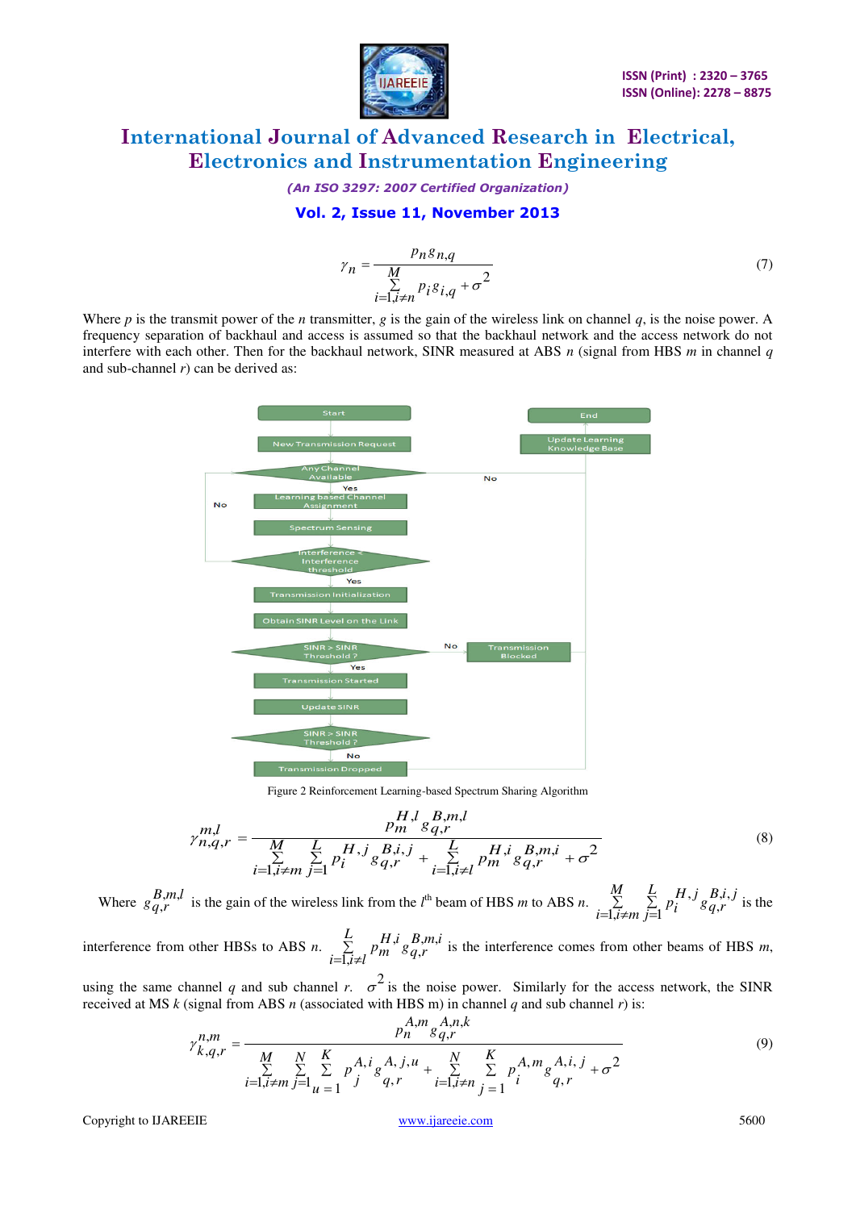$$\gamma_n = \frac{p_n g_{n,q}}{\sum_{i=1, i \neq n}^{M} p_i g_{i,q} + \sigma^2} \tag{7}$$

Where $p$ is the transmit power of the $n$ transmitter, $g$ is the gain of the wireless link on channel $q$, is the noise power. A frequency separation of backhaul and access is assumed so that the backhaul network and the access network do not interfere with each other. Then for the backhaul network, SINR measured at ABS $n$ (signal from HBS $m$ in channel $q$ and sub-channel $r$) can be derived as:

Figure 2 Reinforcement Learning-based Spectrum Sharing Algorithm

$$\gamma_{n,q,r}^{m,l} = \frac{p_m^{H,l} g_{q,r}^{B,m,l}}{\sum_{i=1, i \neq m}^{M} \sum_{j=1}^{L} p_i^{H,j} g_{q,r}^{B,i,j} + \sum_{i=1, i \neq l}^{L} p_m^{H,i} g_{q,r}^{B,m,i} + \sigma^2} \tag{8}$$

Where $g_{q,r}^{B,m,l}$ is the gain of the wireless link from the $l^{th}$ beam of HBS $m$ to ABS $n$. $\sum_{i=1, i \neq m}^{M} \sum_{j=1}^{L} p_i^{H,j} g_{q,r}^{B,i,j}$ is the interference from other HBSs to ABS $n$. $\sum_{i=1, i \neq l}^{L} p_m^{H,i} g_{q,r}^{B,m,i}$ is the interference comes from other beams of HBS $m$, using the same channel $q$ and sub channel $r$. $\sigma^2$ is the noise power. Similarly for the access network, the SINR received at MS $k$ (signal from ABS $n$ (associated with HBS m) in channel $q$ and sub channel $r$) is:

$$\gamma_{k,q,r}^{n,m} = \frac{p_n^{A,m} g_{q,r}^{A,n,k}}{\sum_{i=1, i \neq m}^{M} \sum_{j=1}^{N} \sum_{u=1}^{K} p_j^{A,i} g_{q,r}^{A,j,u} + \sum_{i=1, i \neq n}^{N} \sum_{j=1}^{K} p_i^{A,m} g_{q,r}^{A,i,j} + \sigma^2} \tag{9}$$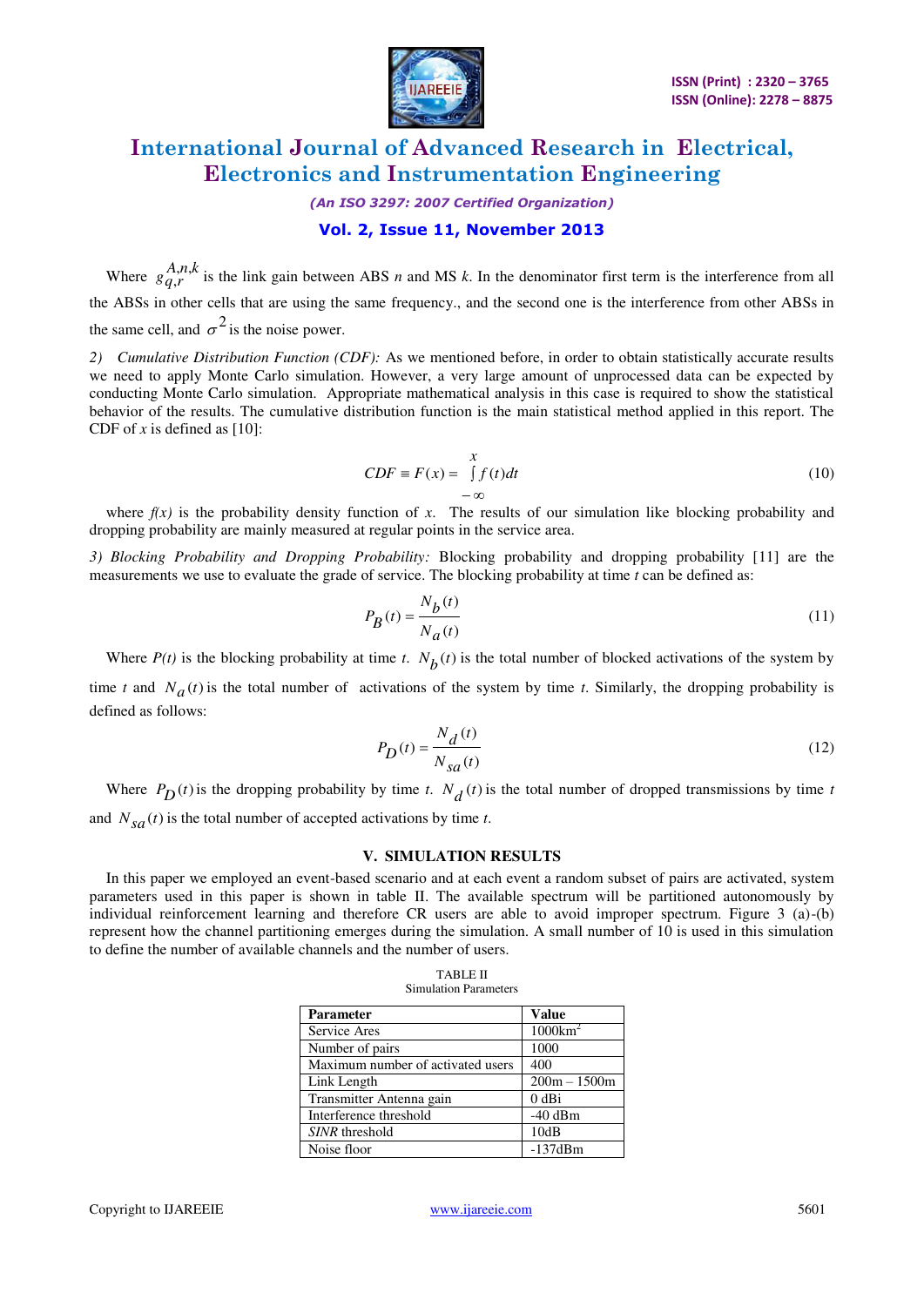Where $g_{q,r}^{A,n,k}$ is the link gain between ABS *n* and MS *k*. In the denominator first term is the interference from all the ABSs in other cells that are using the same frequency., and the second one is the interference from other ABSs in the same cell, and $\sigma^2$ is the noise power.

*2) Cumulative Distribution Function (CDF):* As we mentioned before, in order to obtain statistically accurate results we need to apply Monte Carlo simulation. However, a very large amount of unprocessed data can be expected by conducting Monte Carlo simulation. Appropriate mathematical analysis in this case is required to show the statistical behavior of the results. The cumulative distribution function is the main statistical method applied in this report. The CDF of *x* is defined as [10]:

$$CDF \equiv F(x) = \int_{-\infty}^{x} f(t)dt \tag{10}$$

where *f(x)* is the probability density function of *x*. The results of our simulation like blocking probability and dropping probability are mainly measured at regular points in the service area.

*3) Blocking Probability and Dropping Probability:* Blocking probability and dropping probability [11] are the measurements we use to evaluate the grade of service. The blocking probability at time *t* can be defined as:

$$P_B(t) = \frac{N_b(t)}{N_a(t)} \tag{11}$$

Where *P(t)* is the blocking probability at time *t*. $N_b(t)$ is the total number of blocked activations of the system by time *t* and $N_a(t)$ is the total number of activations of the system by time *t*. Similarly, the dropping probability is defined as follows:

$$P_D(t) = \frac{N_d(t)}{N_{sa}(t)} \tag{12}$$

Where $P_D(t)$ is the dropping probability by time *t*. $N_d(t)$ is the total number of dropped transmissions by time *t* and $N_{sa}(t)$ is the total number of accepted activations by time *t*.

## V. SIMULATION RESULTS

In this paper we employed an event-based scenario and at each event a random subset of pairs are activated, system parameters used in this paper is shown in table II. The available spectrum will be partitioned autonomously by individual reinforcement learning and therefore CR users are able to avoid improper spectrum. Figure 3 (a)-(b) represent how the channel partitioning emerges during the simulation. A small number of 10 is used in this simulation to define the number of available channels and the number of users.

TABLE II
Simulation Parameters

| Parameter | Value |
|---|---|
| Service Ares | 1000km$^2$ |
| Number of pairs | 1000 |
| Maximum number of activated users | 400 |
| Link Length | 200m – 1500m |
| Transmitter Antenna gain | 0 dBi |
| Interference threshold | -40 dBm |
| *SINR* threshold | 10dB |
| Noise floor | -137dBm |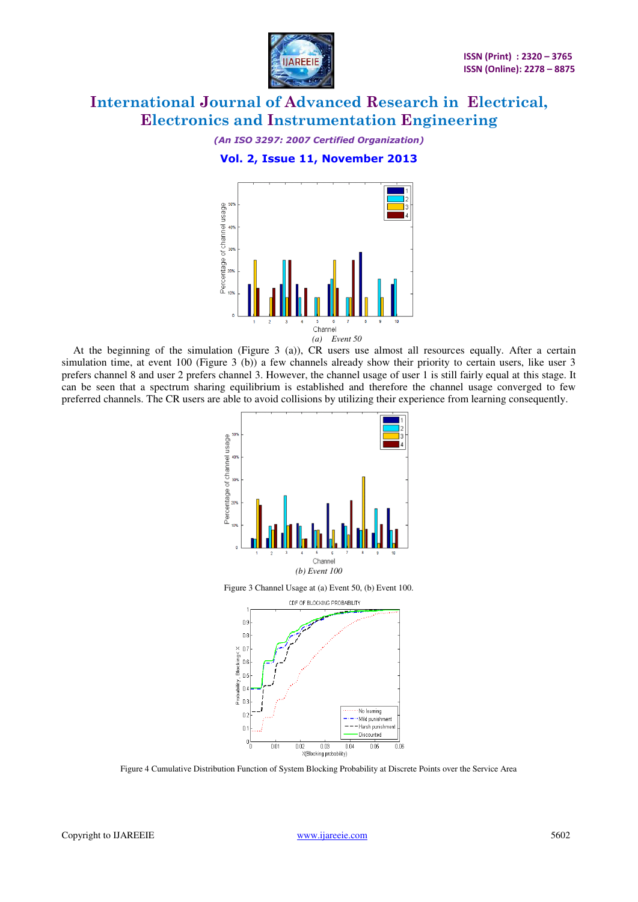*(a) Event 50*

At the beginning of the simulation (Figure 3 (a)), CR users use almost all resources equally. After a certain simulation time, at event 100 (Figure 3 (b)) a few channels already show their priority to certain users, like user 3 prefers channel 8 and user 2 prefers channel 3. However, the channel usage of user 1 is still fairly equal at this stage. It can be seen that a spectrum sharing equilibrium is established and therefore the channel usage converged to few preferred channels. The CR users are able to avoid collisions by utilizing their experience from learning consequently.

*(b) Event 100*

Figure 3 Channel Usage at (a) Event 50, (b) Event 100.

Figure 4 Cumulative Distribution Function of System Blocking Probability at Discrete Points over the Service Area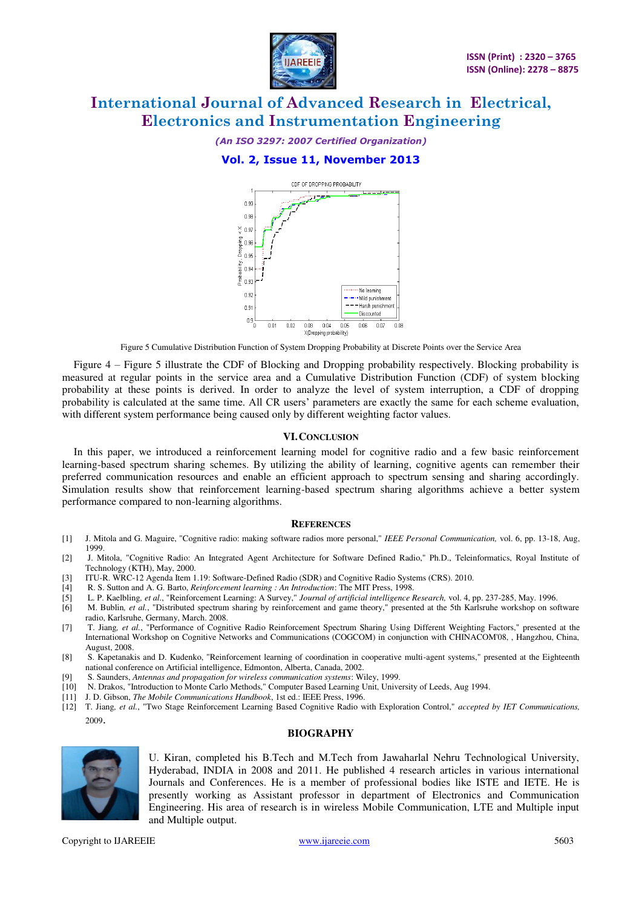Figure 5 Cumulative Distribution Function of System Dropping Probability at Discrete Points over the Service Area

Figure 4 – Figure 5 illustrate the CDF of Blocking and Dropping probability respectively. Blocking probability is measured at regular points in the service area and a Cumulative Distribution Function (CDF) of system blocking probability at these points is derived. In order to analyze the level of system interruption, a CDF of dropping probability is calculated at the same time. All CR users' parameters are exactly the same for each scheme evaluation, with different system performance being caused only by different weighting factor values.

## VI. CONCLUSION

In this paper, we introduced a reinforcement learning model for cognitive radio and a few basic reinforcement learning-based spectrum sharing schemes. By utilizing the ability of learning, cognitive agents can remember their preferred communication resources and enable an efficient approach to spectrum sensing and sharing accordingly. Simulation results show that reinforcement learning-based spectrum sharing algorithms achieve a better system performance compared to non-learning algorithms.

## REFERENCES

[1] J. Mitola and G. Maguire, "Cognitive radio: making software radios more personal," *IEEE Personal Communication,* vol. 6, pp. 13-18, Aug, 1999.

[2] J. Mitola, "Cognitive Radio: An Integrated Agent Architecture for Software Defined Radio," Ph.D., Teleinformatics, Royal Institute of Technology (KTH), May, 2000.

[3] ITU-R. WRC-12 Agenda Item 1.19: Software-Defined Radio (SDR) and Cognitive Radio Systems (CRS). 2010.

[4] R. S. Sutton and A. G. Barto, *Reinforcement learning : An Introduction*: The MIT Press, 1998.

[5] L. P. Kaelbling, *et al.*, "Reinforcement Learning: A Survey," *Journal of artificial intelligence Research,* vol. 4, pp. 237-285, May. 1996.

[6] M. Bublin, *et al.*, "Distributed spectrum sharing by reinforcement and game theory," presented at the 5th Karlsruhe workshop on software radio, Karlsruhe, Germany, March. 2008.

[7] T. Jiang, *et al.*, "Performance of Cognitive Radio Reinforcement Spectrum Sharing Using Different Weighting Factors," presented at the International Workshop on Cognitive Networks and Communications (COGCOM) in conjunction with CHINACOM'08, , Hangzhou, China, August, 2008.

[8] S. Kapetanakis and D. Kudenko, "Reinforcement learning of coordination in cooperative multi-agent systems," presented at the Eighteenth national conference on Artificial intelligence, Edmonton, Alberta, Canada, 2002.

[9] S. Saunders, *Antennas and propagation for wireless communication systems*: Wiley, 1999.

[10] N. Drakos, "Introduction to Monte Carlo Methods," Computer Based Learning Unit, University of Leeds, Aug 1994.

[11] J. D. Gibson, *The Mobile Communications Handbook*, 1st ed.: IEEE Press, 1996.

[12] T. Jiang, *et al.*, "Two Stage Reinforcement Learning Based Cognitive Radio with Exploration Control," *accepted by IET Communications,* 2009.

## BIOGRAPHY

U. Kiran, completed his B.Tech and M.Tech from Jawaharlal Nehru Technological University, Hyderabad, INDIA in 2008 and 2011. He published 4 research articles in various international Journals and Conferences. He is a member of professional bodies like ISTE and IETE. He is presently working as Assistant professor in department of Electronics and Communication Engineering. His area of research is in wireless Mobile Communication, LTE and Multiple input and Multiple output.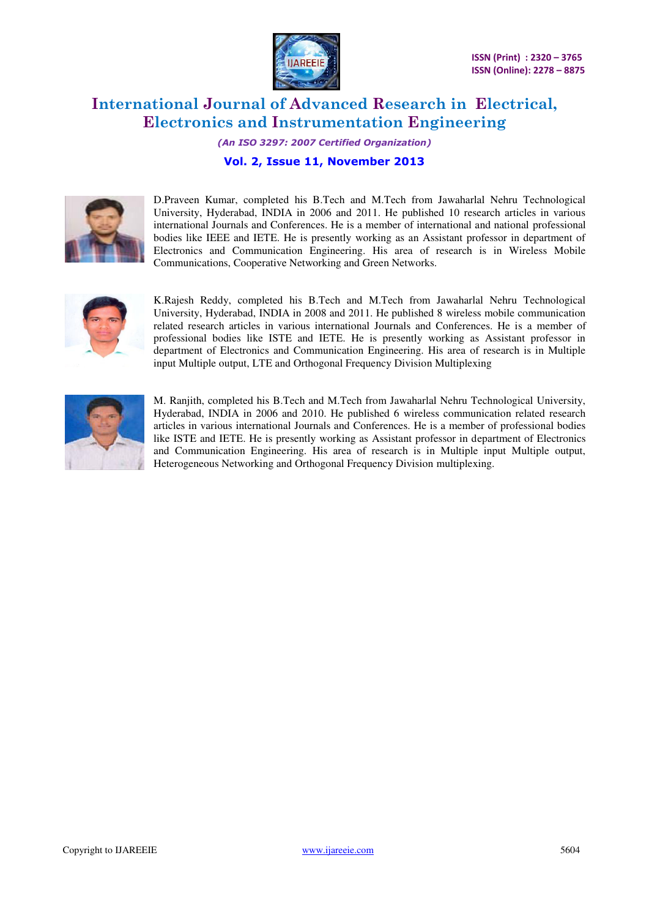D.Praveen Kumar, completed his B.Tech and M.Tech from Jawaharlal Nehru Technological University, Hyderabad, INDIA in 2006 and 2011. He published 10 research articles in various international Journals and Conferences. He is a member of international and national professional bodies like IEEE and IETE. He is presently working as an Assistant professor in department of Electronics and Communication Engineering. His area of research is in Wireless Mobile Communications, Cooperative Networking and Green Networks.

K.Rajesh Reddy, completed his B.Tech and M.Tech from Jawaharlal Nehru Technological University, Hyderabad, INDIA in 2008 and 2011. He published 8 wireless mobile communication related research articles in various international Journals and Conferences. He is a member of professional bodies like ISTE and IETE. He is presently working as Assistant professor in department of Electronics and Communication Engineering. His area of research is in Multiple input Multiple output, LTE and Orthogonal Frequency Division Multiplexing

M. Ranjith, completed his B.Tech and M.Tech from Jawaharlal Nehru Technological University, Hyderabad, INDIA in 2006 and 2010. He published 6 wireless communication related research articles in various international Journals and Conferences. He is a member of professional bodies like ISTE and IETE. He is presently working as Assistant professor in department of Electronics and Communication Engineering. His area of research is in Multiple input Multiple output, Heterogeneous Networking and Orthogonal Frequency Division multiplexing.